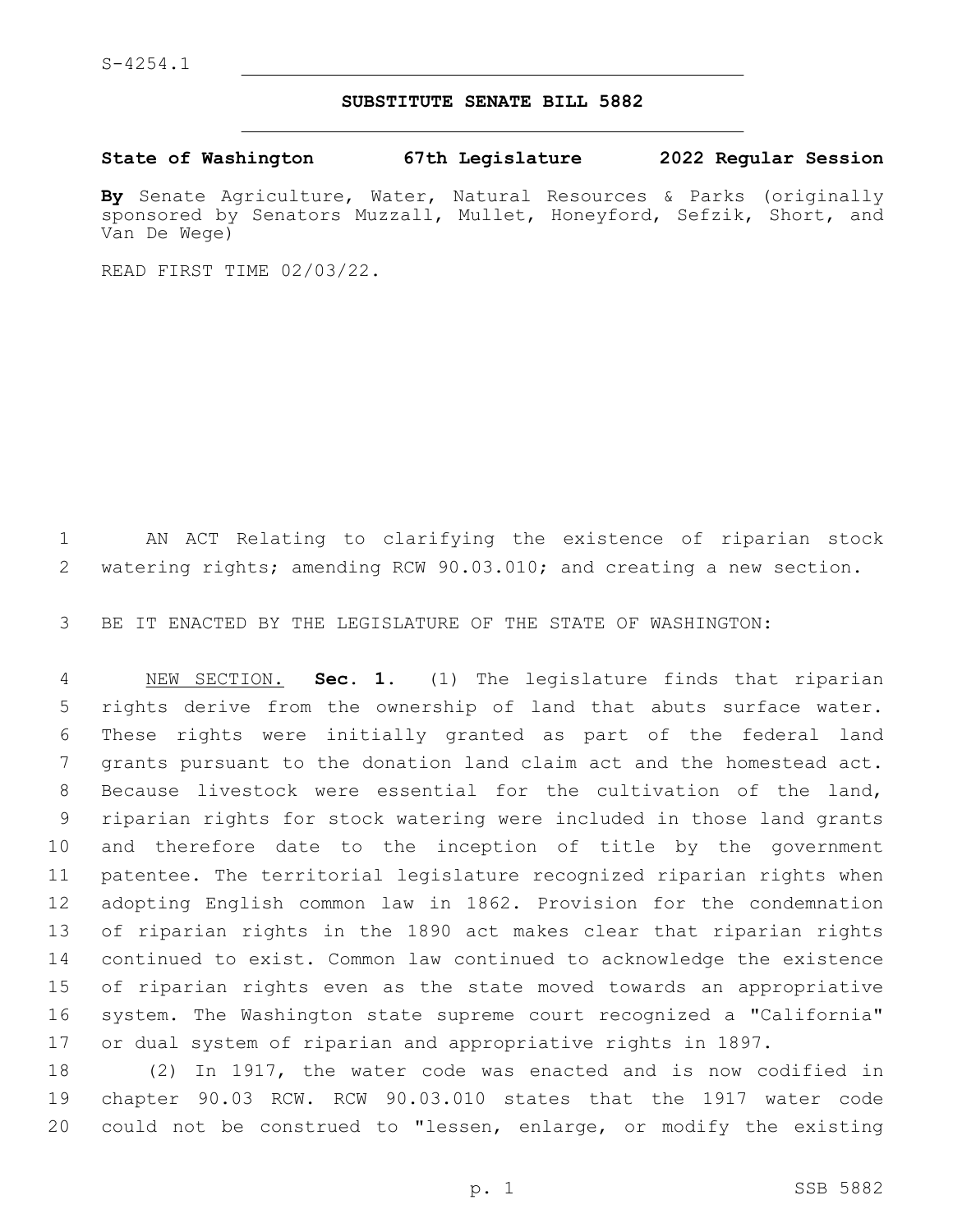S-4254.1

# SUBSTITUTE SENATE BILL 5882

**State of Washington 67th Legislature 2022 Regular Session**

**By** Senate Agriculture, Water, Natural Resources & Parks (originally sponsored by Senators Muzzall, Mullet, Honeyford, Sefzik, Short, and Van De Wege)

READ FIRST TIME 02/03/22.

AN ACT Relating to clarifying the existence of riparian stock watering rights; amending RCW 90.03.010; and creating a new section.

BE IT ENACTED BY THE LEGISLATURE OF THE STATE OF WASHINGTON:

NEW SECTION. **Sec. 1.** (1) The legislature finds that riparian rights derive from the ownership of land that abuts surface water. These rights were initially granted as part of the federal land grants pursuant to the donation land claim act and the homestead act. Because livestock were essential for the cultivation of the land, riparian rights for stock watering were included in those land grants and therefore date to the inception of title by the government patentee. The territorial legislature recognized riparian rights when adopting English common law in 1862. Provision for the condemnation of riparian rights in the 1890 act makes clear that riparian rights continued to exist. Common law continued to acknowledge the existence of riparian rights even as the state moved towards an appropriative system. The Washington state supreme court recognized a "California" or dual system of riparian and appropriative rights in 1897.

(2) In 1917, the water code was enacted and is now codified in chapter 90.03 RCW. RCW 90.03.010 states that the 1917 water code could not be construed to "lessen, enlarge, or modify the existing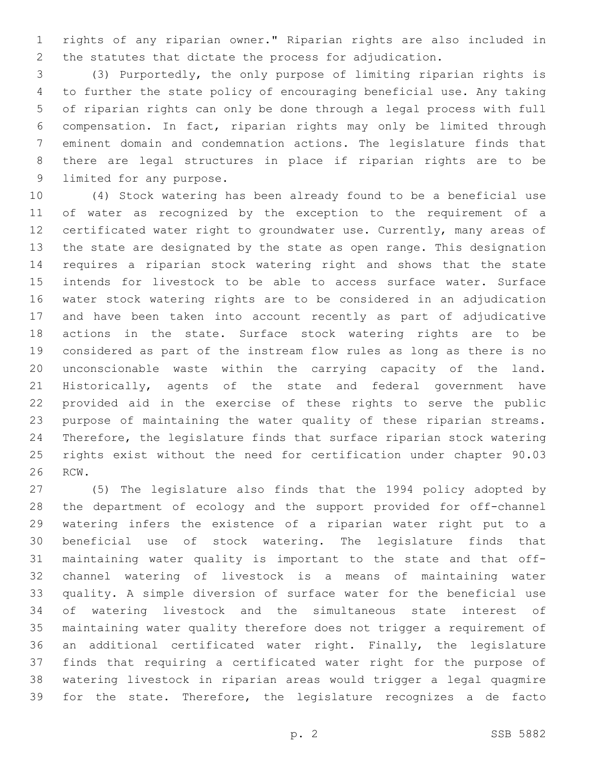rights of any riparian owner." Riparian rights are also included in the statutes that dictate the process for adjudication.

(3) Purportedly, the only purpose of limiting riparian rights is to further the state policy of encouraging beneficial use. Any taking of riparian rights can only be done through a legal process with full compensation. In fact, riparian rights may only be limited through eminent domain and condemnation actions. The legislature finds that there are legal structures in place if riparian rights are to be limited for any purpose.

(4) Stock watering has been already found to be a beneficial use of water as recognized by the exception to the requirement of a certificated water right to groundwater use. Currently, many areas of the state are designated by the state as open range. This designation requires a riparian stock watering right and shows that the state intends for livestock to be able to access surface water. Surface water stock watering rights are to be considered in an adjudication and have been taken into account recently as part of adjudicative actions in the state. Surface stock watering rights are to be considered as part of the instream flow rules as long as there is no unconscionable waste within the carrying capacity of the land. Historically, agents of the state and federal government have provided aid in the exercise of these rights to serve the public purpose of maintaining the water quality of these riparian streams. Therefore, the legislature finds that surface riparian stock watering rights exist without the need for certification under chapter 90.03 RCW.

(5) The legislature also finds that the 1994 policy adopted by the department of ecology and the support provided for off-channel watering infers the existence of a riparian water right put to a beneficial use of stock watering. The legislature finds that maintaining water quality is important to the state and that off-channel watering of livestock is a means of maintaining water quality. A simple diversion of surface water for the beneficial use of watering livestock and the simultaneous state interest of maintaining water quality therefore does not trigger a requirement of an additional certificated water right. Finally, the legislature finds that requiring a certificated water right for the purpose of watering livestock in riparian areas would trigger a legal quagmire for the state. Therefore, the legislature recognizes a de facto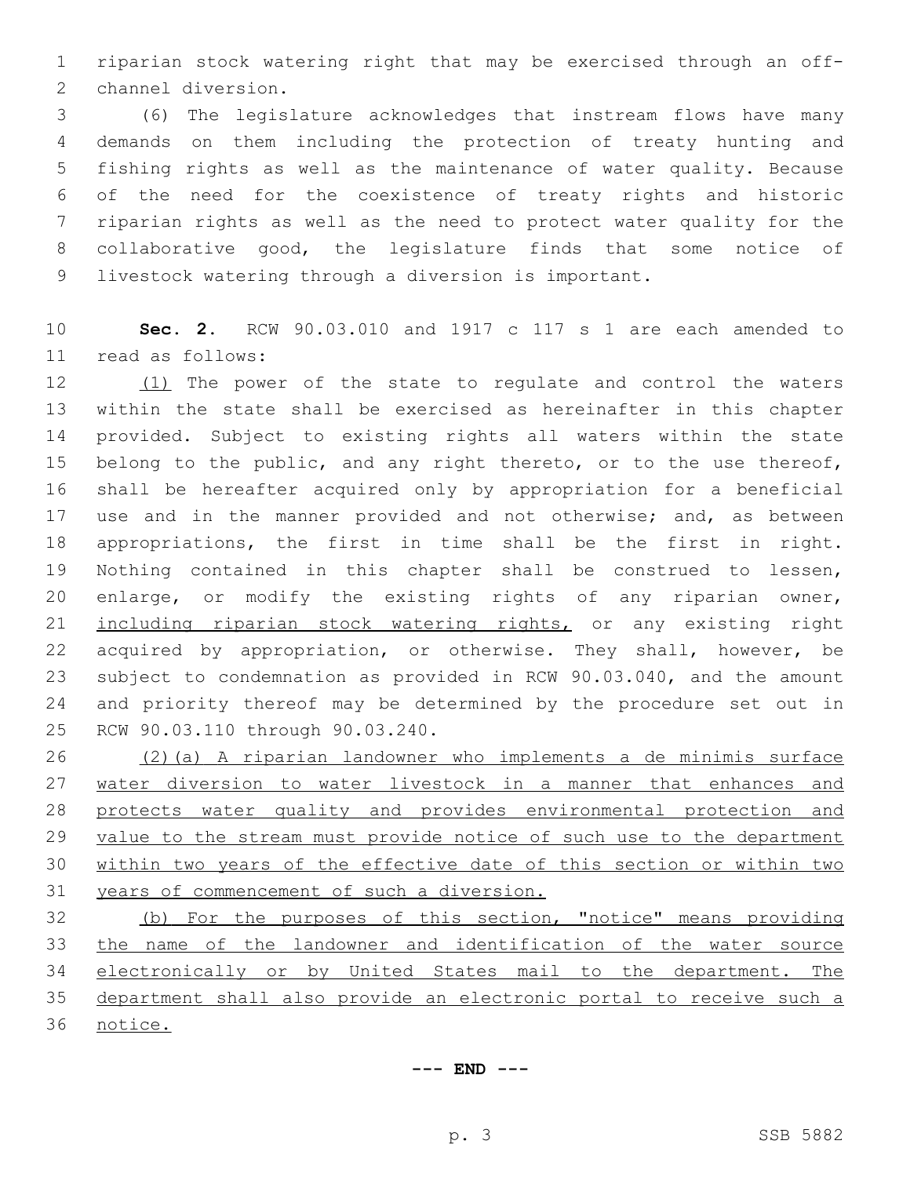riparian stock watering right that may be exercised through an off-channel diversion.

(6) The legislature acknowledges that instream flows have many demands on them including the protection of treaty hunting and fishing rights as well as the maintenance of water quality. Because of the need for the coexistence of treaty rights and historic riparian rights as well as the need to protect water quality for the collaborative good, the legislature finds that some notice of livestock watering through a diversion is important.

**Sec. 2.** RCW 90.03.010 and 1917 c 117 s 1 are each amended to read as follows:

<u>(1)</u> The power of the state to regulate and control the waters within the state shall be exercised as hereinafter in this chapter provided. Subject to existing rights all waters within the state belong to the public, and any right thereto, or to the use thereof, shall be hereafter acquired only by appropriation for a beneficial use and in the manner provided and not otherwise; and, as between appropriations, the first in time shall be the first in right. Nothing contained in this chapter shall be construed to lessen, enlarge, or modify the existing rights of any riparian owner, <u>including riparian stock watering rights,</u> or any existing right acquired by appropriation, or otherwise. They shall, however, be subject to condemnation as provided in RCW 90.03.040, and the amount and priority thereof may be determined by the procedure set out in RCW 90.03.110 through 90.03.240.

<u>(2)(a) A riparian landowner who implements a de minimis surface water diversion to water livestock in a manner that enhances and protects water quality and provides environmental protection and value to the stream must provide notice of such use to the department within two years of the effective date of this section or within two years of commencement of such a diversion.</u>

<u>(b) For the purposes of this section, "notice" means providing the name of the landowner and identification of the water source electronically or by United States mail to the department. The department shall also provide an electronic portal to receive such a notice.</u>

**--- END ---**